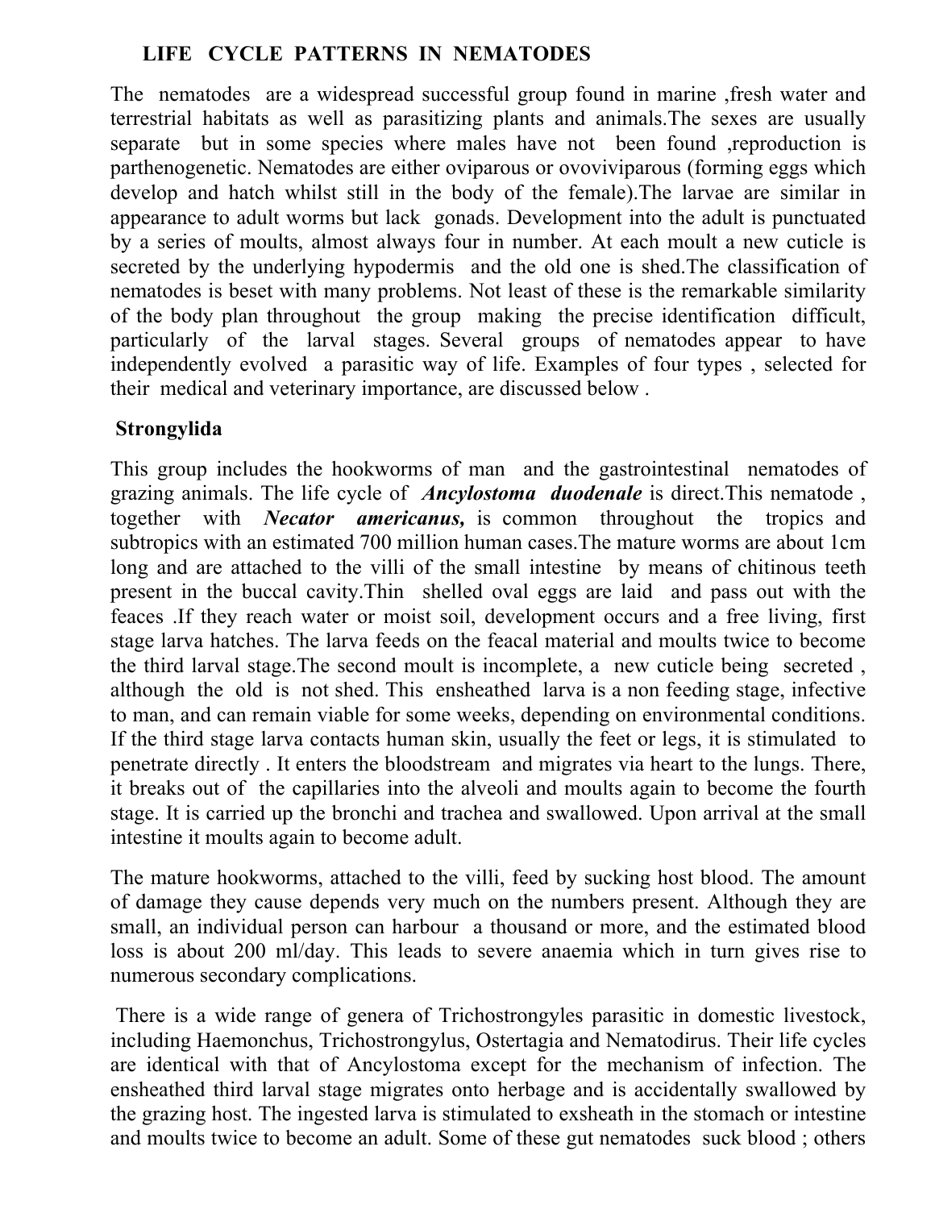# LIFE CYCLE PATTERNS IN NEMATODES

The nematodes are a widespread successful group found in marine ,fresh water and terrestrial habitats as well as parasitizing plants and animals.The sexes are usually separate but in some species where males have not been found ,reproduction is parthenogenetic. Nematodes are either oviparous or ovoviviparous (forming eggs which develop and hatch whilst still in the body of the female).The larvae are similar in appearance to adult worms but lack gonads. Development into the adult is punctuated by a series of moults, almost always four in number. At each moult a new cuticle is secreted by the underlying hypodermis and the old one is shed.The classification of nematodes is beset with many problems. Not least of these is the remarkable similarity of the body plan throughout the group making the precise identification difficult, particularly of the larval stages. Several groups of nematodes appear to have independently evolved a parasitic way of life. Examples of four types , selected for their medical and veterinary importance, are discussed below .

## Strongylida

This group includes the hookworms of man and the gastrointestinal nematodes of grazing animals. The life cycle of ***Ancylostoma duodenale*** is direct.This nematode , together with ***Necator americanus,*** is common throughout the tropics and subtropics with an estimated 700 million human cases.The mature worms are about 1cm long and are attached to the villi of the small intestine by means of chitinous teeth present in the buccal cavity.Thin shelled oval eggs are laid and pass out with the feaces .If they reach water or moist soil, development occurs and a free living, first stage larva hatches. The larva feeds on the feacal material and moults twice to become the third larval stage.The second moult is incomplete, a new cuticle being secreted , although the old is not shed. This ensheathed larva is a non feeding stage, infective to man, and can remain viable for some weeks, depending on environmental conditions. If the third stage larva contacts human skin, usually the feet or legs, it is stimulated to penetrate directly . It enters the bloodstream and migrates via heart to the lungs. There, it breaks out of the capillaries into the alveoli and moults again to become the fourth stage. It is carried up the bronchi and trachea and swallowed. Upon arrival at the small intestine it moults again to become adult.

The mature hookworms, attached to the villi, feed by sucking host blood. The amount of damage they cause depends very much on the numbers present. Although they are small, an individual person can harbour a thousand or more, and the estimated blood loss is about 200 ml/day. This leads to severe anaemia which in turn gives rise to numerous secondary complications.

There is a wide range of genera of Trichostrongyles parasitic in domestic livestock, including Haemonchus, Trichostrongylus, Ostertagia and Nematodirus. Their life cycles are identical with that of Ancylostoma except for the mechanism of infection. The ensheathed third larval stage migrates onto herbage and is accidentally swallowed by the grazing host. The ingested larva is stimulated to exsheath in the stomach or intestine and moults twice to become an adult. Some of these gut nematodes suck blood ; others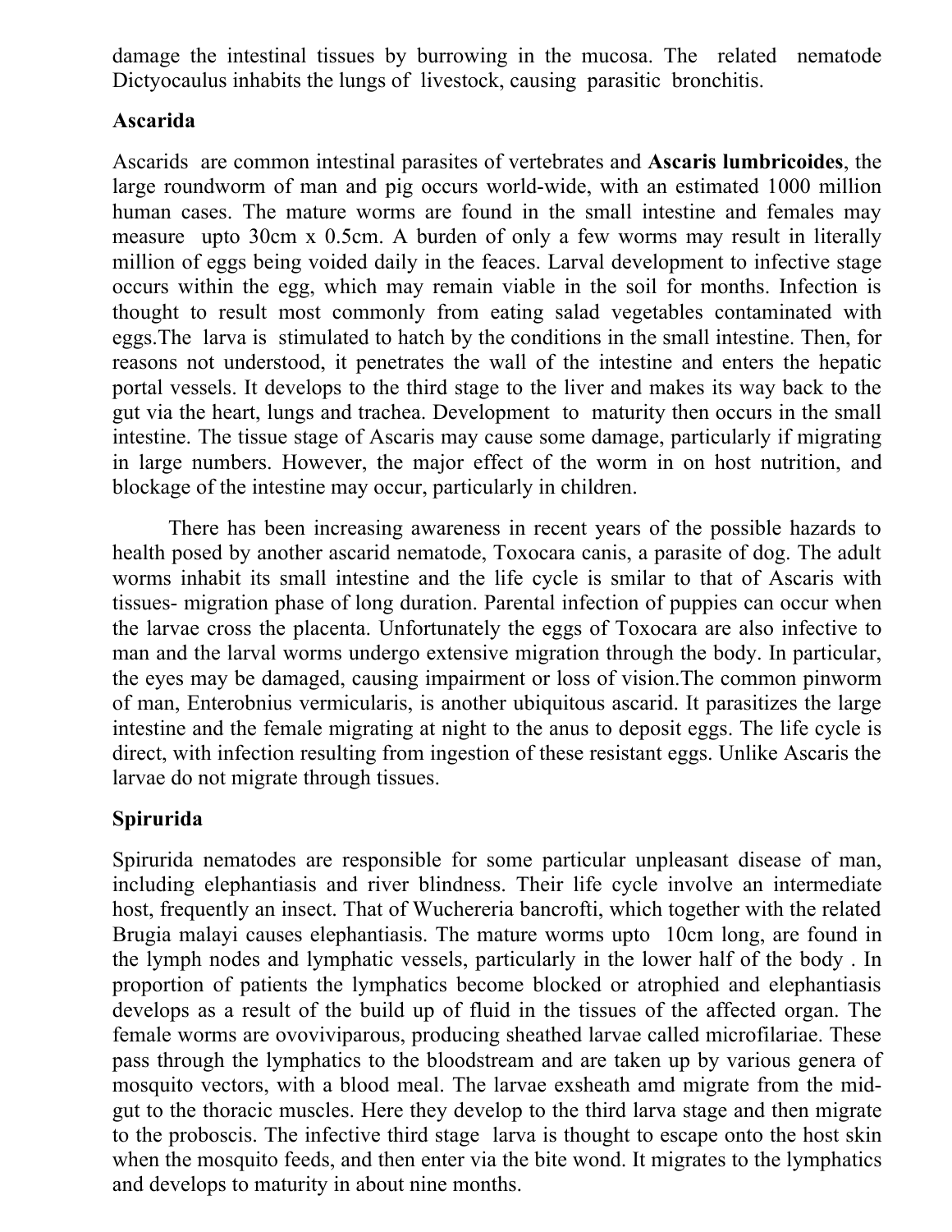damage the intestinal tissues by burrowing in the mucosa. The related nematode Dictyocaulus inhabits the lungs of livestock, causing parasitic bronchitis.

**Ascarida**

Ascarids are common intestinal parasites of vertebrates and **Ascaris lumbricoides**, the large roundworm of man and pig occurs world-wide, with an estimated 1000 million human cases. The mature worms are found in the small intestine and females may measure upto 30cm x 0.5cm. A burden of only a few worms may result in literally million of eggs being voided daily in the feaces. Larval development to infective stage occurs within the egg, which may remain viable in the soil for months. Infection is thought to result most commonly from eating salad vegetables contaminated with eggs.The larva is stimulated to hatch by the conditions in the small intestine. Then, for reasons not understood, it penetrates the wall of the intestine and enters the hepatic portal vessels. It develops to the third stage to the liver and makes its way back to the gut via the heart, lungs and trachea. Development to maturity then occurs in the small intestine. The tissue stage of Ascaris may cause some damage, particularly if migrating in large numbers. However, the major effect of the worm in on host nutrition, and blockage of the intestine may occur, particularly in children.

There has been increasing awareness in recent years of the possible hazards to health posed by another ascarid nematode, Toxocara canis, a parasite of dog. The adult worms inhabit its small intestine and the life cycle is smilar to that of Ascaris with tissues- migration phase of long duration. Parental infection of puppies can occur when the larvae cross the placenta. Unfortunately the eggs of Toxocara are also infective to man and the larval worms undergo extensive migration through the body. In particular, the eyes may be damaged, causing impairment or loss of vision.The common pinworm of man, Enterobnius vermicularis, is another ubiquitous ascarid. It parasitizes the large intestine and the female migrating at night to the anus to deposit eggs. The life cycle is direct, with infection resulting from ingestion of these resistant eggs. Unlike Ascaris the larvae do not migrate through tissues.

**Spirurida**

Spirurida nematodes are responsible for some particular unpleasant disease of man, including elephantiasis and river blindness. Their life cycle involve an intermediate host, frequently an insect. That of Wuchereria bancrofti, which together with the related Brugia malayi causes elephantiasis. The mature worms upto 10cm long, are found in the lymph nodes and lymphatic vessels, particularly in the lower half of the body . In proportion of patients the lymphatics become blocked or atrophied and elephantiasis develops as a result of the build up of fluid in the tissues of the affected organ. The female worms are ovoviviparous, producing sheathed larvae called microfilariae. These pass through the lymphatics to the bloodstream and are taken up by various genera of mosquito vectors, with a blood meal. The larvae exsheath amd migrate from the mid-gut to the thoracic muscles. Here they develop to the third larva stage and then migrate to the proboscis. The infective third stage larva is thought to escape onto the host skin when the mosquito feeds, and then enter via the bite wond. It migrates to the lymphatics and develops to maturity in about nine months.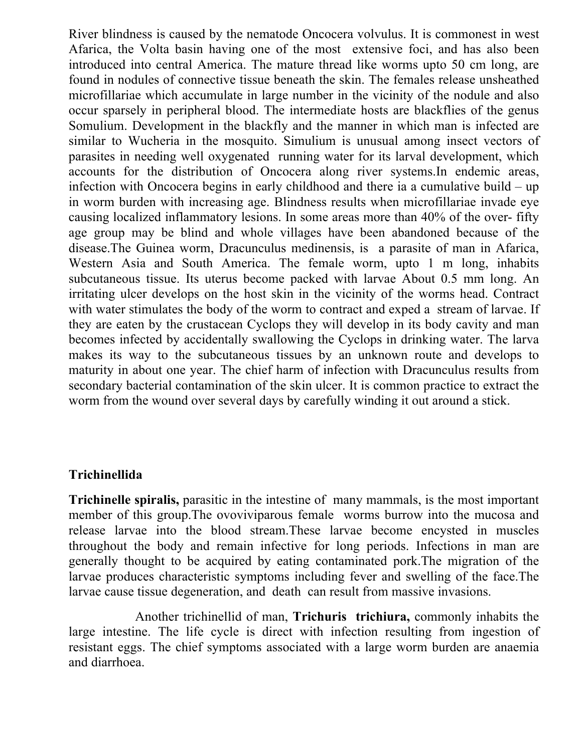River blindness is caused by the nematode Oncocera volvulus. It is commonest in west Afarica, the Volta basin having one of the most extensive foci, and has also been introduced into central America. The mature thread like worms upto 50 cm long, are found in nodules of connective tissue beneath the skin. The females release unsheathed microfillariae which accumulate in large number in the vicinity of the nodule and also occur sparsely in peripheral blood. The intermediate hosts are blackflies of the genus Somulium. Development in the blackfly and the manner in which man is infected are similar to Wucheria in the mosquito. Simulium is unusual among insect vectors of parasites in needing well oxygenated running water for its larval development, which accounts for the distribution of Oncocera along river systems.In endemic areas, infection with Oncocera begins in early childhood and there ia a cumulative build – up in worm burden with increasing age. Blindness results when microfillariae invade eye causing localized inflammatory lesions. In some areas more than 40% of the over- fifty age group may be blind and whole villages have been abandoned because of the disease.The Guinea worm, Dracunculus medinensis, is a parasite of man in Afarica, Western Asia and South America. The female worm, upto 1 m long, inhabits subcutaneous tissue. Its uterus become packed with larvae About 0.5 mm long. An irritating ulcer develops on the host skin in the vicinity of the worms head. Contract with water stimulates the body of the worm to contract and exped a stream of larvae. If they are eaten by the crustacean Cyclops they will develop in its body cavity and man becomes infected by accidentally swallowing the Cyclops in drinking water. The larva makes its way to the subcutaneous tissues by an unknown route and develops to maturity in about one year. The chief harm of infection with Dracunculus results from secondary bacterial contamination of the skin ulcer. It is common practice to extract the worm from the wound over several days by carefully winding it out around a stick.

**Trichinellida**

**Trichinelle spiralis,** parasitic in the intestine of many mammals, is the most important member of this group.The ovoviviparous female worms burrow into the mucosa and release larvae into the blood stream.These larvae become encysted in muscles throughout the body and remain infective for long periods. Infections in man are generally thought to be acquired by eating contaminated pork.The migration of the larvae produces characteristic symptoms including fever and swelling of the face.The larvae cause tissue degeneration, and death can result from massive invasions.

Another trichinellid of man, **Trichuris trichiura,** commonly inhabits the large intestine. The life cycle is direct with infection resulting from ingestion of resistant eggs. The chief symptoms associated with a large worm burden are anaemia and diarrhoea.